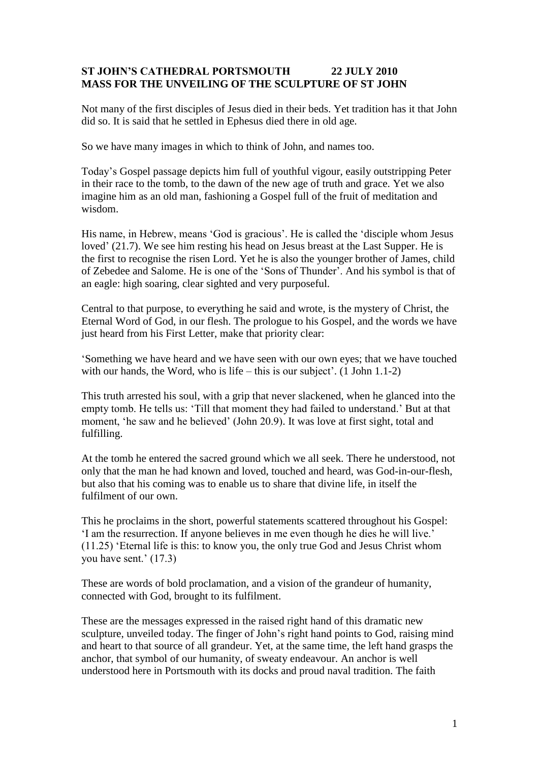**ST JOHN'S CATHEDRAL PORTSMOUTH 22 JULY 2010**
**MASS FOR THE UNVEILING OF THE SCULPTURE OF ST JOHN**

Not many of the first disciples of Jesus died in their beds. Yet tradition has it that John did so. It is said that he settled in Ephesus died there in old age.

So we have many images in which to think of John, and names too.

Today's Gospel passage depicts him full of youthful vigour, easily outstripping Peter in their race to the tomb, to the dawn of the new age of truth and grace. Yet we also imagine him as an old man, fashioning a Gospel full of the fruit of meditation and wisdom.

His name, in Hebrew, means 'God is gracious'. He is called the 'disciple whom Jesus loved' (21.7). We see him resting his head on Jesus breast at the Last Supper. He is the first to recognise the risen Lord. Yet he is also the younger brother of James, child of Zebedee and Salome. He is one of the 'Sons of Thunder'. And his symbol is that of an eagle: high soaring, clear sighted and very purposeful.

Central to that purpose, to everything he said and wrote, is the mystery of Christ, the Eternal Word of God, in our flesh. The prologue to his Gospel, and the words we have just heard from his First Letter, make that priority clear:

'Something we have heard and we have seen with our own eyes; that we have touched with our hands, the Word, who is life – this is our subject'. (1 John 1.1-2)

This truth arrested his soul, with a grip that never slackened, when he glanced into the empty tomb. He tells us: 'Till that moment they had failed to understand.' But at that moment, 'he saw and he believed' (John 20.9). It was love at first sight, total and fulfilling.

At the tomb he entered the sacred ground which we all seek. There he understood, not only that the man he had known and loved, touched and heard, was God-in-our-flesh, but also that his coming was to enable us to share that divine life, in itself the fulfilment of our own.

This he proclaims in the short, powerful statements scattered throughout his Gospel: 'I am the resurrection. If anyone believes in me even though he dies he will live.' (11.25) 'Eternal life is this: to know you, the only true God and Jesus Christ whom you have sent.' (17.3)

These are words of bold proclamation, and a vision of the grandeur of humanity, connected with God, brought to its fulfilment.

These are the messages expressed in the raised right hand of this dramatic new sculpture, unveiled today. The finger of John's right hand points to God, raising mind and heart to that source of all grandeur. Yet, at the same time, the left hand grasps the anchor, that symbol of our humanity, of sweaty endeavour. An anchor is well understood here in Portsmouth with its docks and proud naval tradition. The faith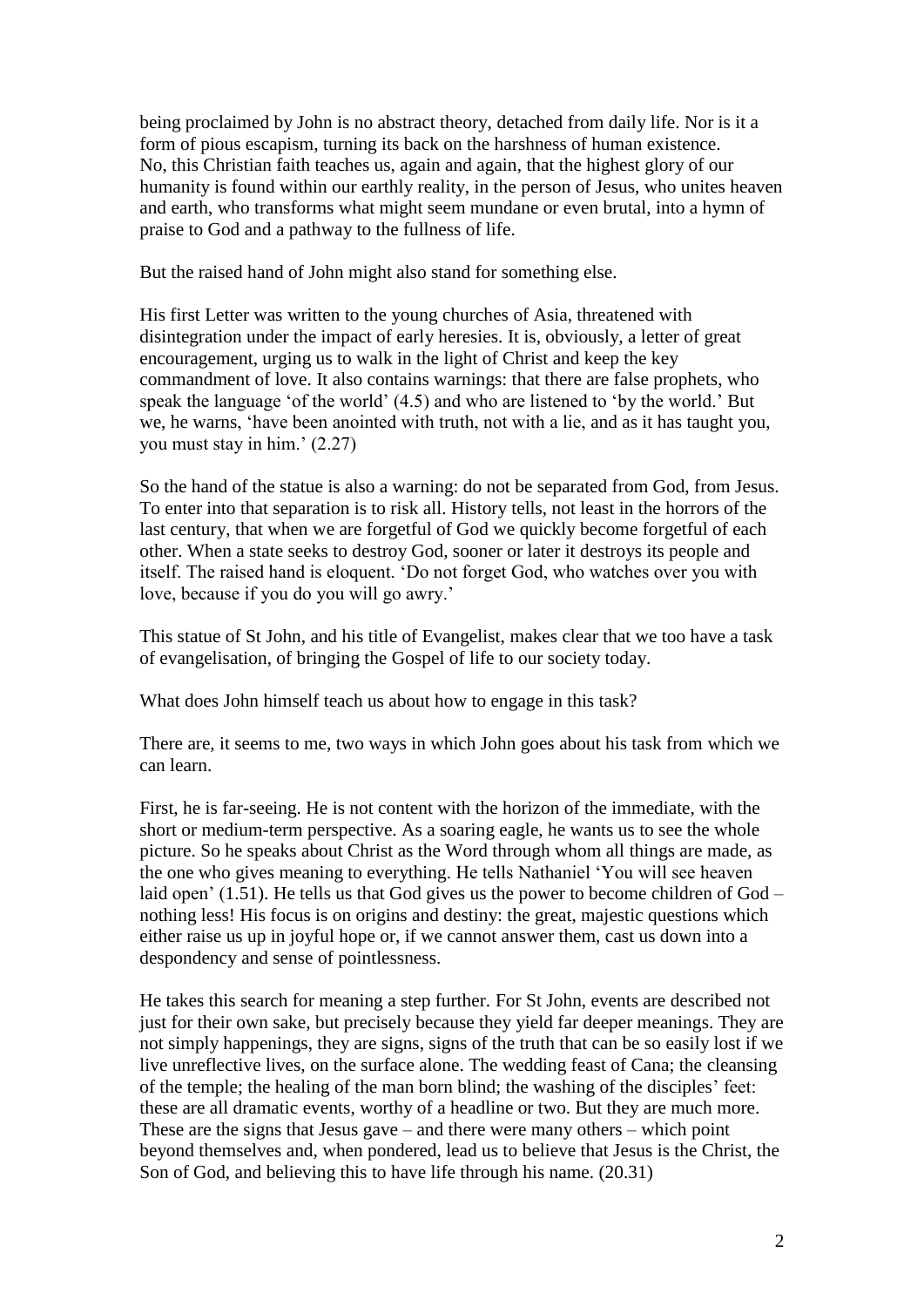being proclaimed by John is no abstract theory, detached from daily life. Nor is it a form of pious escapism, turning its back on the harshness of human existence. No, this Christian faith teaches us, again and again, that the highest glory of our humanity is found within our earthly reality, in the person of Jesus, who unites heaven and earth, who transforms what might seem mundane or even brutal, into a hymn of praise to God and a pathway to the fullness of life.

But the raised hand of John might also stand for something else.

His first Letter was written to the young churches of Asia, threatened with disintegration under the impact of early heresies. It is, obviously, a letter of great encouragement, urging us to walk in the light of Christ and keep the key commandment of love. It also contains warnings: that there are false prophets, who speak the language 'of the world' (4.5) and who are listened to 'by the world.' But we, he warns, 'have been anointed with truth, not with a lie, and as it has taught you, you must stay in him.' (2.27)

So the hand of the statue is also a warning: do not be separated from God, from Jesus. To enter into that separation is to risk all. History tells, not least in the horrors of the last century, that when we are forgetful of God we quickly become forgetful of each other. When a state seeks to destroy God, sooner or later it destroys its people and itself. The raised hand is eloquent. 'Do not forget God, who watches over you with love, because if you do you will go awry.'

This statue of St John, and his title of Evangelist, makes clear that we too have a task of evangelisation, of bringing the Gospel of life to our society today.

What does John himself teach us about how to engage in this task?

There are, it seems to me, two ways in which John goes about his task from which we can learn.

First, he is far-seeing. He is not content with the horizon of the immediate, with the short or medium-term perspective. As a soaring eagle, he wants us to see the whole picture. So he speaks about Christ as the Word through whom all things are made, as the one who gives meaning to everything. He tells Nathaniel 'You will see heaven laid open' (1.51). He tells us that God gives us the power to become children of God – nothing less! His focus is on origins and destiny: the great, majestic questions which either raise us up in joyful hope or, if we cannot answer them, cast us down into a despondency and sense of pointlessness.

He takes this search for meaning a step further. For St John, events are described not just for their own sake, but precisely because they yield far deeper meanings. They are not simply happenings, they are signs, signs of the truth that can be so easily lost if we live unreflective lives, on the surface alone. The wedding feast of Cana; the cleansing of the temple; the healing of the man born blind; the washing of the disciples' feet: these are all dramatic events, worthy of a headline or two. But they are much more. These are the signs that Jesus gave – and there were many others – which point beyond themselves and, when pondered, lead us to believe that Jesus is the Christ, the Son of God, and believing this to have life through his name. (20.31)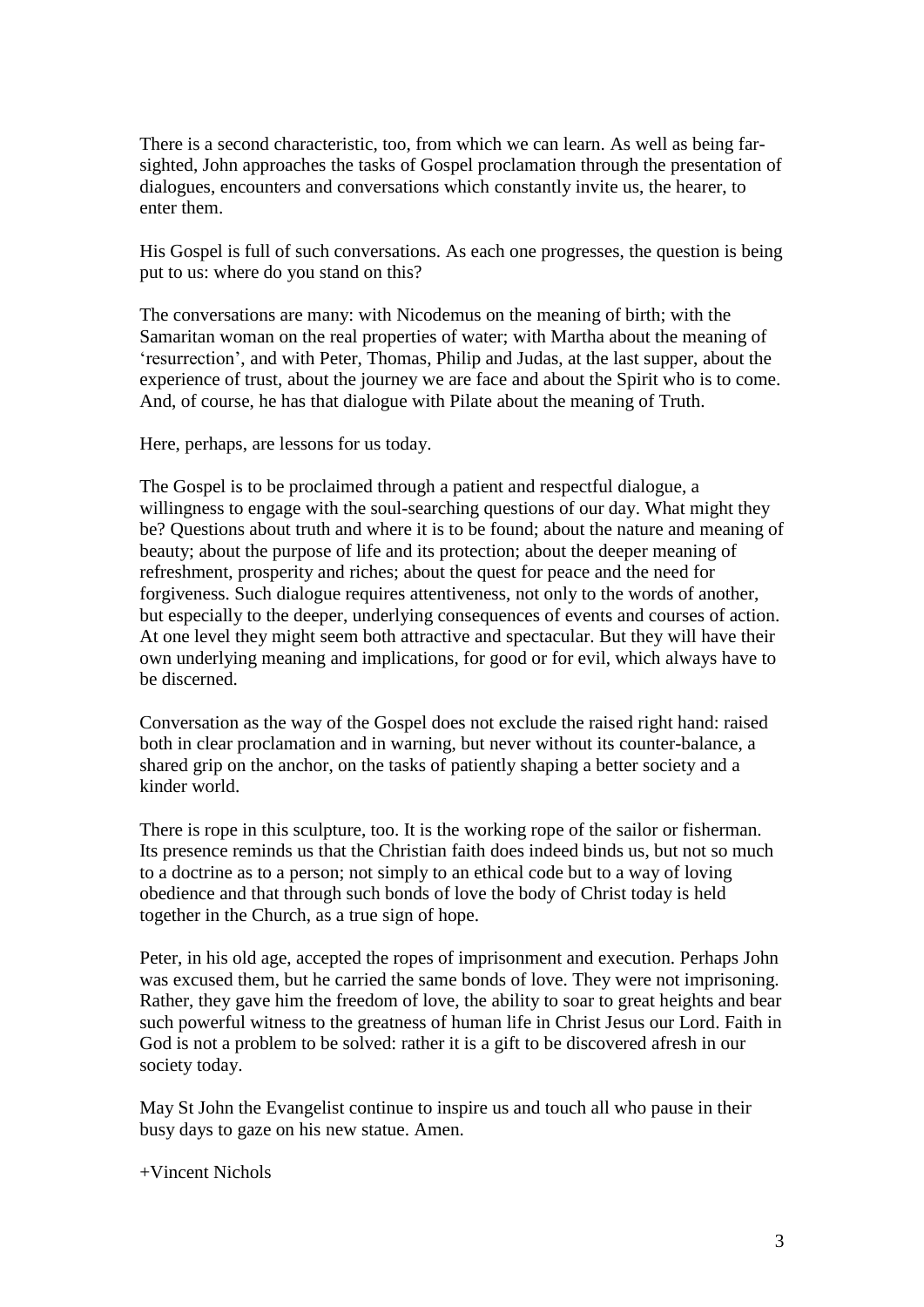There is a second characteristic, too, from which we can learn. As well as being far-sighted, John approaches the tasks of Gospel proclamation through the presentation of dialogues, encounters and conversations which constantly invite us, the hearer, to enter them.

His Gospel is full of such conversations. As each one progresses, the question is being put to us: where do you stand on this?

The conversations are many: with Nicodemus on the meaning of birth; with the Samaritan woman on the real properties of water; with Martha about the meaning of 'resurrection', and with Peter, Thomas, Philip and Judas, at the last supper, about the experience of trust, about the journey we are face and about the Spirit who is to come. And, of course, he has that dialogue with Pilate about the meaning of Truth.

Here, perhaps, are lessons for us today.

The Gospel is to be proclaimed through a patient and respectful dialogue, a willingness to engage with the soul-searching questions of our day. What might they be? Questions about truth and where it is to be found; about the nature and meaning of beauty; about the purpose of life and its protection; about the deeper meaning of refreshment, prosperity and riches; about the quest for peace and the need for forgiveness. Such dialogue requires attentiveness, not only to the words of another, but especially to the deeper, underlying consequences of events and courses of action. At one level they might seem both attractive and spectacular. But they will have their own underlying meaning and implications, for good or for evil, which always have to be discerned.

Conversation as the way of the Gospel does not exclude the raised right hand: raised both in clear proclamation and in warning, but never without its counter-balance, a shared grip on the anchor, on the tasks of patiently shaping a better society and a kinder world.

There is rope in this sculpture, too. It is the working rope of the sailor or fisherman. Its presence reminds us that the Christian faith does indeed binds us, but not so much to a doctrine as to a person; not simply to an ethical code but to a way of loving obedience and that through such bonds of love the body of Christ today is held together in the Church, as a true sign of hope.

Peter, in his old age, accepted the ropes of imprisonment and execution. Perhaps John was excused them, but he carried the same bonds of love. They were not imprisoning. Rather, they gave him the freedom of love, the ability to soar to great heights and bear such powerful witness to the greatness of human life in Christ Jesus our Lord. Faith in God is not a problem to be solved: rather it is a gift to be discovered afresh in our society today.

May St John the Evangelist continue to inspire us and touch all who pause in their busy days to gaze on his new statue. Amen.

+Vincent Nichols